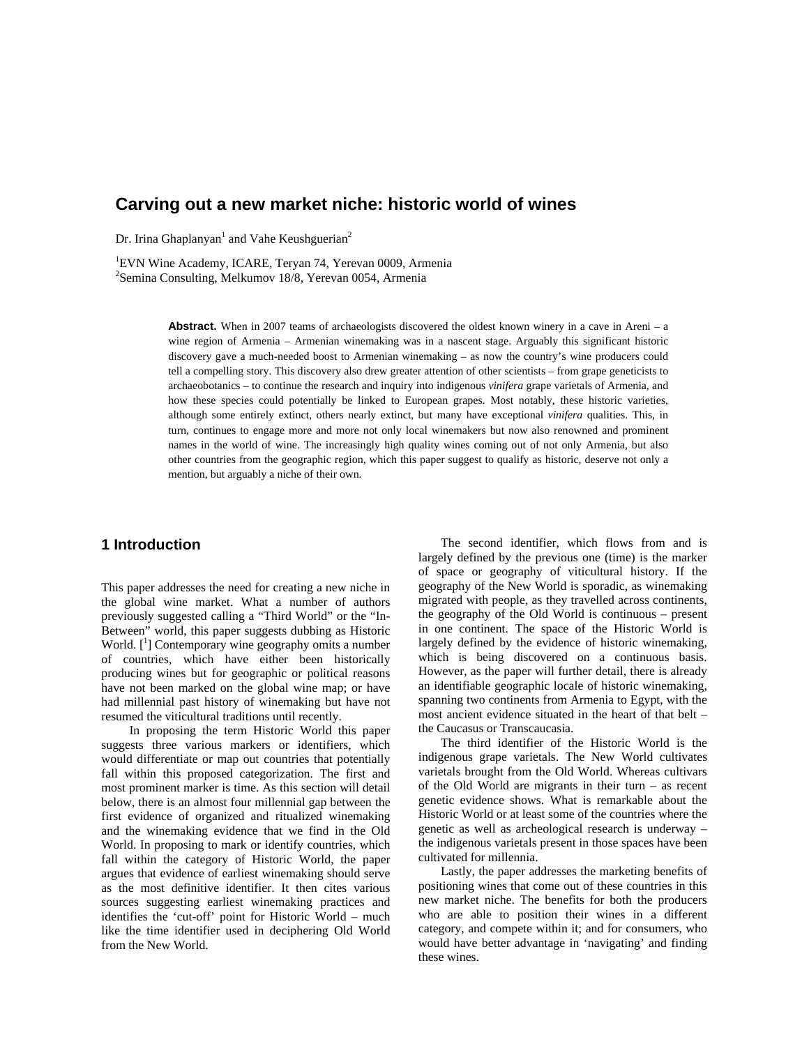# Carving out a new market niche: historic world of wines

Dr. Irina Ghaplanyan[1] and Vahe Keushguerian[2]

[1]EVN Wine Academy, ICARE, Teryan 74, Yerevan 0009, Armenia
[2]Semina Consulting, Melkumov 18/8, Yerevan 0054, Armenia

**Abstract.** When in 2007 teams of archaeologists discovered the oldest known winery in a cave in Areni – a wine region of Armenia – Armenian winemaking was in a nascent stage. Arguably this significant historic discovery gave a much-needed boost to Armenian winemaking – as now the country's wine producers could tell a compelling story. This discovery also drew greater attention of other scientists – from grape geneticists to archaeobotanics – to continue the research and inquiry into indigenous *vinifera* grape varietals of Armenia, and how these species could potentially be linked to European grapes. Most notably, these historic varieties, although some entirely extinct, others nearly extinct, but many have exceptional *vinifera* qualities. This, in turn, continues to engage more and more not only local winemakers but now also renowned and prominent names in the world of wine. The increasingly high quality wines coming out of not only Armenia, but also other countries from the geographic region, which this paper suggest to qualify as historic, deserve not only a mention, but arguably a niche of their own.

## 1 Introduction

This paper addresses the need for creating a new niche in the global wine market. What a number of authors previously suggested calling a "Third World" or the "In-Between" world, this paper suggests dubbing as Historic World. [[1]] Contemporary wine geography omits a number of countries, which have either been historically producing wines but for geographic or political reasons have not been marked on the global wine map; or have had millennial past history of winemaking but have not resumed the viticultural traditions until recently.

In proposing the term Historic World this paper suggests three various markers or identifiers, which would differentiate or map out countries that potentially fall within this proposed categorization. The first and most prominent marker is time. As this section will detail below, there is an almost four millennial gap between the first evidence of organized and ritualized winemaking and the winemaking evidence that we find in the Old World. In proposing to mark or identify countries, which fall within the category of Historic World, the paper argues that evidence of earliest winemaking should serve as the most definitive identifier. It then cites various sources suggesting earliest winemaking practices and identifies the 'cut-off' point for Historic World – much like the time identifier used in deciphering Old World from the New World.

The second identifier, which flows from and is largely defined by the previous one (time) is the marker of space or geography of viticultural history. If the geography of the New World is sporadic, as winemaking migrated with people, as they travelled across continents, the geography of the Old World is continuous – present in one continent. The space of the Historic World is largely defined by the evidence of historic winemaking, which is being discovered on a continuous basis. However, as the paper will further detail, there is already an identifiable geographic locale of historic winemaking, spanning two continents from Armenia to Egypt, with the most ancient evidence situated in the heart of that belt – the Caucasus or Transcaucasia.

The third identifier of the Historic World is the indigenous grape varietals. The New World cultivates varietals brought from the Old World. Whereas cultivars of the Old World are migrants in their turn – as recent genetic evidence shows. What is remarkable about the Historic World or at least some of the countries where the genetic as well as archeological research is underway – the indigenous varietals present in those spaces have been cultivated for millennia.

Lastly, the paper addresses the marketing benefits of positioning wines that come out of these countries in this new market niche. The benefits for both the producers who are able to position their wines in a different category, and compete within it; and for consumers, who would have better advantage in 'navigating' and finding these wines.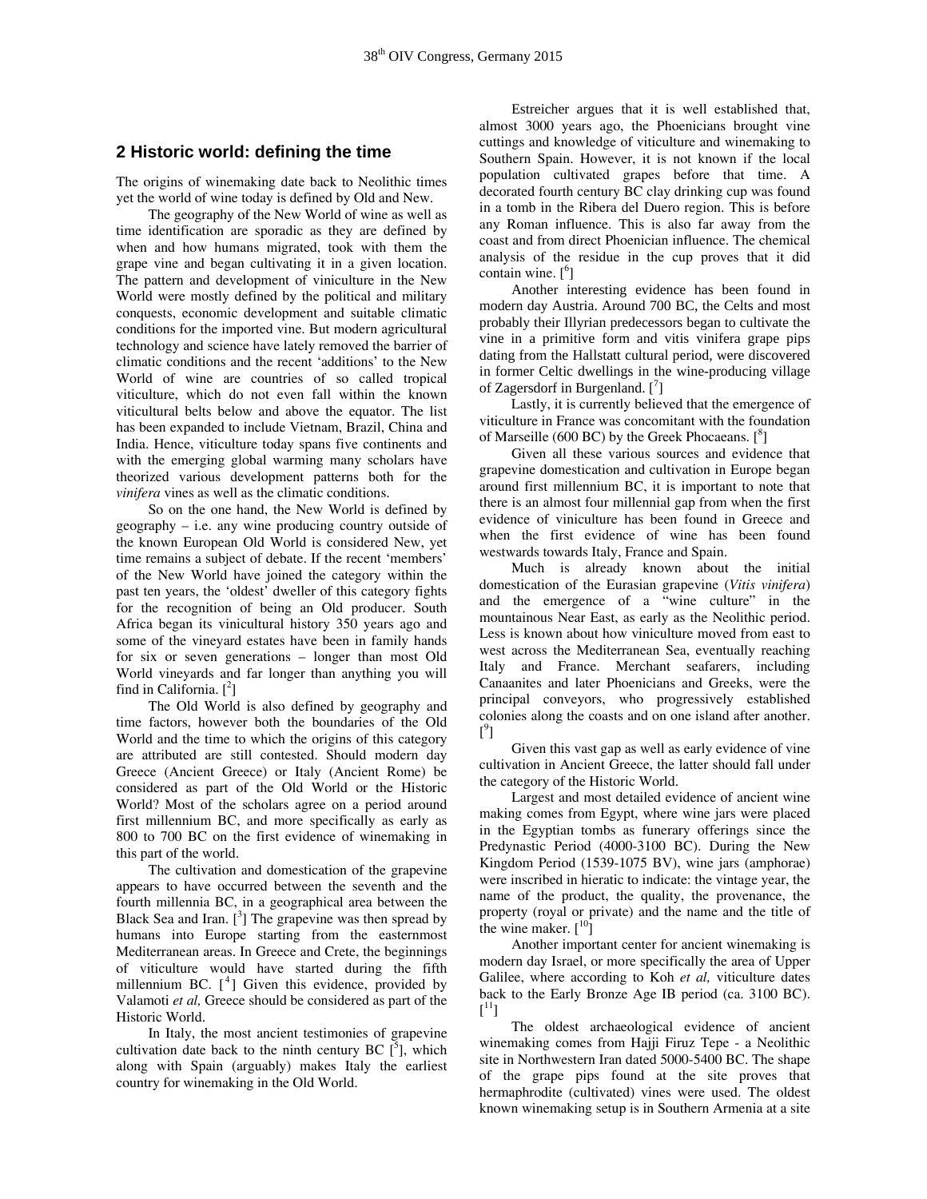## 2 Historic world: defining the time

The origins of winemaking date back to Neolithic times yet the world of wine today is defined by Old and New.

The geography of the New World of wine as well as time identification are sporadic as they are defined by when and how humans migrated, took with them the grape vine and began cultivating it in a given location. The pattern and development of viniculture in the New World were mostly defined by the political and military conquests, economic development and suitable climatic conditions for the imported vine. But modern agricultural technology and science have lately removed the barrier of climatic conditions and the recent 'additions' to the New World of wine are countries of so called tropical viticulture, which do not even fall within the known viticultural belts below and above the equator. The list has been expanded to include Vietnam, Brazil, China and India. Hence, viticulture today spans five continents and with the emerging global warming many scholars have theorized various development patterns both for the *vinifera* vines as well as the climatic conditions.

So on the one hand, the New World is defined by geography – i.e. any wine producing country outside of the known European Old World is considered New, yet time remains a subject of debate. If the recent 'members' of the New World have joined the category within the past ten years, the 'oldest' dweller of this category fights for the recognition of being an Old producer. South Africa began its vinicultural history 350 years ago and some of the vineyard estates have been in family hands for six or seven generations – longer than most Old World vineyards and far longer than anything you will find in California. [2]

The Old World is also defined by geography and time factors, however both the boundaries of the Old World and the time to which the origins of this category are attributed are still contested. Should modern day Greece (Ancient Greece) or Italy (Ancient Rome) be considered as part of the Old World or the Historic World? Most of the scholars agree on a period around first millennium BC, and more specifically as early as 800 to 700 BC on the first evidence of winemaking in this part of the world.

The cultivation and domestication of the grapevine appears to have occurred between the seventh and the fourth millennia BC, in a geographical area between the Black Sea and Iran. [3] The grapevine was then spread by humans into Europe starting from the easternmost Mediterranean areas. In Greece and Crete, the beginnings of viticulture would have started during the fifth millennium BC. [4] Given this evidence, provided by Valamoti *et al,* Greece should be considered as part of the Historic World.

In Italy, the most ancient testimonies of grapevine cultivation date back to the ninth century BC [5], which along with Spain (arguably) makes Italy the earliest country for winemaking in the Old World.

Estreicher argues that it is well established that, almost 3000 years ago, the Phoenicians brought vine cuttings and knowledge of viticulture and winemaking to Southern Spain. However, it is not known if the local population cultivated grapes before that time. A decorated fourth century BC clay drinking cup was found in a tomb in the Ribera del Duero region. This is before any Roman influence. This is also far away from the coast and from direct Phoenician influence. The chemical analysis of the residue in the cup proves that it did contain wine. [6]

Another interesting evidence has been found in modern day Austria. Around 700 BC, the Celts and most probably their Illyrian predecessors began to cultivate the vine in a primitive form and vitis vinifera grape pips dating from the Hallstatt cultural period, were discovered in former Celtic dwellings in the wine-producing village of Zagersdorf in Burgenland. [7]

Lastly, it is currently believed that the emergence of viticulture in France was concomitant with the foundation of Marseille (600 BC) by the Greek Phocaeans. [8]

Given all these various sources and evidence that grapevine domestication and cultivation in Europe began around first millennium BC, it is important to note that there is an almost four millennial gap from when the first evidence of viniculture has been found in Greece and when the first evidence of wine has been found westwards towards Italy, France and Spain.

Much is already known about the initial domestication of the Eurasian grapevine (*Vitis vinifera*) and the emergence of a "wine culture" in the mountainous Near East, as early as the Neolithic period. Less is known about how viniculture moved from east to west across the Mediterranean Sea, eventually reaching Italy and France. Merchant seafarers, including Canaanites and later Phoenicians and Greeks, were the principal conveyors, who progressively established colonies along the coasts and on one island after another. [9]

Given this vast gap as well as early evidence of vine cultivation in Ancient Greece, the latter should fall under the category of the Historic World.

Largest and most detailed evidence of ancient wine making comes from Egypt, where wine jars were placed in the Egyptian tombs as funerary offerings since the Predynastic Period (4000-3100 BC). During the New Kingdom Period (1539-1075 BV), wine jars (amphorae) were inscribed in hieratic to indicate: the vintage year, the name of the product, the quality, the provenance, the property (royal or private) and the name and the title of the wine maker. [10]

Another important center for ancient winemaking is modern day Israel, or more specifically the area of Upper Galilee, where according to Koh *et al,* viticulture dates back to the Early Bronze Age IB period (ca. 3100 BC). [11]

The oldest archaeological evidence of ancient winemaking comes from Hajji Firuz Tepe - a Neolithic site in Northwestern Iran dated 5000-5400 BC. The shape of the grape pips found at the site proves that hermaphrodite (cultivated) vines were used. The oldest known winemaking setup is in Southern Armenia at a site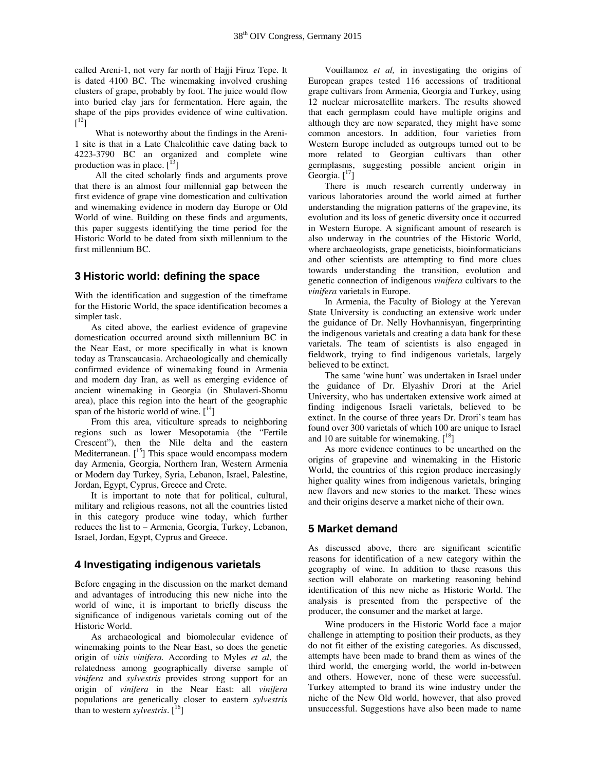called Areni-1, not very far north of Hajji Firuz Tepe. It is dated 4100 BC. The winemaking involved crushing clusters of grape, probably by foot. The juice would flow into buried clay jars for fermentation. Here again, the shape of the pips provides evidence of wine cultivation. [12]

What is noteworthy about the findings in the Areni-1 site is that in a Late Chalcolithic cave dating back to 4223-3790 BC an organized and complete wine production was in place. [13]

All the cited scholarly finds and arguments prove that there is an almost four millennial gap between the first evidence of grape vine domestication and cultivation and winemaking evidence in modern day Europe or Old World of wine. Building on these finds and arguments, this paper suggests identifying the time period for the Historic World to be dated from sixth millennium to the first millennium BC.

## 3 Historic world: defining the space

With the identification and suggestion of the timeframe for the Historic World, the space identification becomes a simpler task.

As cited above, the earliest evidence of grapevine domestication occurred around sixth millennium BC in the Near East, or more specifically in what is known today as Transcaucasia. Archaeologically and chemically confirmed evidence of winemaking found in Armenia and modern day Iran, as well as emerging evidence of ancient winemaking in Georgia (in Shulaveri-Shomu area), place this region into the heart of the geographic span of the historic world of wine. [14]

From this area, viticulture spreads to neighboring regions such as lower Mesopotamia (the "Fertile Crescent"), then the Nile delta and the eastern Mediterranean. [15] This space would encompass modern day Armenia, Georgia, Northern Iran, Western Armenia or Modern day Turkey, Syria, Lebanon, Israel, Palestine, Jordan, Egypt, Cyprus, Greece and Crete.

It is important to note that for political, cultural, military and religious reasons, not all the countries listed in this category produce wine today, which further reduces the list to – Armenia, Georgia, Turkey, Lebanon, Israel, Jordan, Egypt, Cyprus and Greece.

## 4 Investigating indigenous varietals

Before engaging in the discussion on the market demand and advantages of introducing this new niche into the world of wine, it is important to briefly discuss the significance of indigenous varietals coming out of the Historic World.

As archaeological and biomolecular evidence of winemaking points to the Near East, so does the genetic origin of *vitis vinifera.* According to Myles *et al*, the relatedness among geographically diverse sample of *vinifera* and *sylvestris* provides strong support for an origin of *vinifera* in the Near East: all *vinifera* populations are genetically closer to eastern *sylvestris* than to western *sylvestris*. [16]

Vouillamoz *et al,* in investigating the origins of European grapes tested 116 accessions of traditional grape cultivars from Armenia, Georgia and Turkey, using 12 nuclear microsatellite markers. The results showed that each germplasm could have multiple origins and although they are now separated, they might have some common ancestors. In addition, four varieties from Western Europe included as outgroups turned out to be more related to Georgian cultivars than other germplasms, suggesting possible ancient origin in Georgia. [17]

There is much research currently underway in various laboratories around the world aimed at further understanding the migration patterns of the grapevine, its evolution and its loss of genetic diversity once it occurred in Western Europe. A significant amount of research is also underway in the countries of the Historic World, where archaeologists, grape geneticists, bioinformaticians and other scientists are attempting to find more clues towards understanding the transition, evolution and genetic connection of indigenous *vinifera* cultivars to the *vinifera* varietals in Europe.

In Armenia, the Faculty of Biology at the Yerevan State University is conducting an extensive work under the guidance of Dr. Nelly Hovhannisyan, fingerprinting the indigenous varietals and creating a data bank for these varietals. The team of scientists is also engaged in fieldwork, trying to find indigenous varietals, largely believed to be extinct.

The same 'wine hunt' was undertaken in Israel under the guidance of Dr. Elyashiv Drori at the Ariel University, who has undertaken extensive work aimed at finding indigenous Israeli varietals, believed to be extinct. In the course of three years Dr. Drori's team has found over 300 varietals of which 100 are unique to Israel and 10 are suitable for winemaking. [18]

As more evidence continues to be unearthed on the origins of grapevine and winemaking in the Historic World, the countries of this region produce increasingly higher quality wines from indigenous varietals, bringing new flavors and new stories to the market. These wines and their origins deserve a market niche of their own.

## 5 Market demand

As discussed above, there are significant scientific reasons for identification of a new category within the geography of wine. In addition to these reasons this section will elaborate on marketing reasoning behind identification of this new niche as Historic World. The analysis is presented from the perspective of the producer, the consumer and the market at large.

Wine producers in the Historic World face a major challenge in attempting to position their products, as they do not fit either of the existing categories. As discussed, attempts have been made to brand them as wines of the third world, the emerging world, the world in-between and others. However, none of these were successful. Turkey attempted to brand its wine industry under the niche of the New Old world, however, that also proved unsuccessful. Suggestions have also been made to name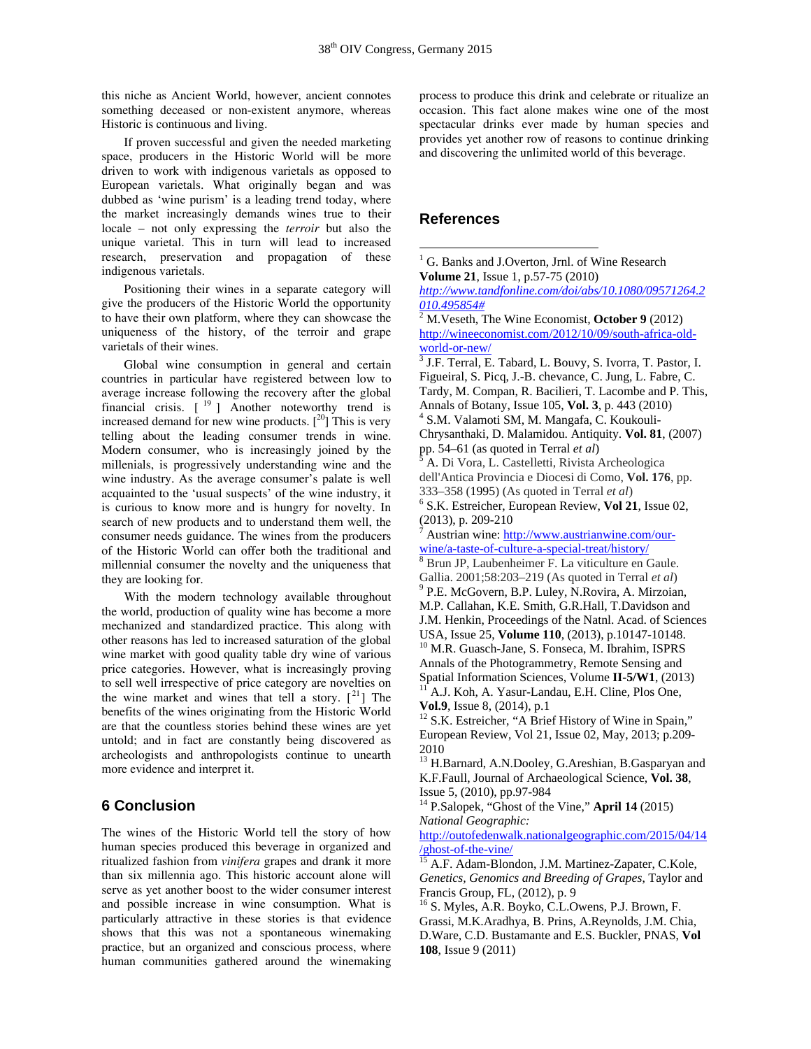this niche as Ancient World, however, ancient connotes something deceased or non-existent anymore, whereas Historic is continuous and living.

If proven successful and given the needed marketing space, producers in the Historic World will be more driven to work with indigenous varietals as opposed to European varietals. What originally began and was dubbed as 'wine purism' is a leading trend today, where the market increasingly demands wines true to their locale – not only expressing the *terroir* but also the unique varietal. This in turn will lead to increased research, preservation and propagation of these indigenous varietals.

Positioning their wines in a separate category will give the producers of the Historic World the opportunity to have their own platform, where they can showcase the uniqueness of the history, of the terroir and grape varietals of their wines.

Global wine consumption in general and certain countries in particular have registered between low to average increase following the recovery after the global financial crisis. [19] Another noteworthy trend is increased demand for new wine products. [20] This is very telling about the leading consumer trends in wine. Modern consumer, who is increasingly joined by the millenials, is progressively understanding wine and the wine industry. As the average consumer's palate is well acquainted to the 'usual suspects' of the wine industry, it is curious to know more and is hungry for novelty. In search of new products and to understand them well, the consumer needs guidance. The wines from the producers of the Historic World can offer both the traditional and millennial consumer the novelty and the uniqueness that they are looking for.

With the modern technology available throughout the world, production of quality wine has become a more mechanized and standardized practice. This along with other reasons has led to increased saturation of the global wine market with good quality table dry wine of various price categories. However, what is increasingly proving to sell well irrespective of price category are novelties on the wine market and wines that tell a story. [21] The benefits of the wines originating from the Historic World are that the countless stories behind these wines are yet untold; and in fact are constantly being discovered as archeologists and anthropologists continue to unearth more evidence and interpret it.

## 6 Conclusion

The wines of the Historic World tell the story of how human species produced this beverage in organized and ritualized fashion from *vinifera* grapes and drank it more than six millennia ago. This historic account alone will serve as yet another boost to the wider consumer interest and possible increase in wine consumption. What is particularly attractive in these stories is that evidence shows that this was not a spontaneous winemaking practice, but an organized and conscious process, where human communities gathered around the winemaking process to produce this drink and celebrate or ritualize an occasion. This fact alone makes wine one of the most spectacular drinks ever made by human species and provides yet another row of reasons to continue drinking and discovering the unlimited world of this beverage.

## References

[1] G. Banks and J.Overton, Jrnl. of Wine Research **Volume 21**, Issue 1, p.57-75 (2010) *http://www.tandfonline.com/doi/abs/10.1080/09571264.2010.495854#*

[2] M.Veseth, The Wine Economist, **October 9** (2012) http://wineeconomist.com/2012/10/09/south-africa-old-world-or-new/

[3] J.F. Terral, E. Tabard, L. Bouvy, S. Ivorra, T. Pastor, I. Figueiral, S. Picq, J.-B. chevance, C. Jung, L. Fabre, C. Tardy, M. Compan, R. Bacilieri, T. Lacombe and P. This, Annals of Botany, Issue 105, **Vol. 3**, p. 443 (2010)

[4] S.M. Valamoti SM, M. Mangafa, C. Koukouli-Chrysanthaki, D. Malamidou. Antiquity. **Vol. 81**, (2007) pp. 54–61 (as quoted in Terral *et al*)

[5] A. Di Vora, L. Castelletti, Rivista Archeologica dell'Antica Provincia e Diocesi di Como, **Vol. 176**, pp. 333–358 (1995) (As quoted in Terral *et al*)

[6] S.K. Estreicher, European Review, **Vol 21**, Issue 02, (2013), p. 209-210

[7] Austrian wine: http://www.austrianwine.com/our-wine/a-taste-of-culture-a-special-treat/history/

[8] Brun JP, Laubenheimer F. La viticulture en Gaule. Gallia. 2001;58:203–219 (As quoted in Terral *et al*)

[9] P.E. McGovern, B.P. Luley, N.Rovira, A. Mirzoian, M.P. Callahan, K.E. Smith, G.R.Hall, T.Davidson and J.M. Henkin, Proceedings of the Natnl. Acad. of Sciences USA, Issue 25, **Volume 110**, (2013), p.10147-10148.

[10] M.R. Guasch-Jane, S. Fonseca, M. Ibrahim, ISPRS Annals of the Photogrammetry, Remote Sensing and Spatial Information Sciences, Volume **II-5/W1**, (2013)

[11] A.J. Koh, A. Yasur-Landau, E.H. Cline, Plos One, **Vol.9**, Issue 8, (2014), p.1

[12] S.K. Estreicher, "A Brief History of Wine in Spain," European Review, Vol 21, Issue 02, May, 2013; p.209-2010

[13] H.Barnard, A.N.Dooley, G.Areshian, B.Gasparyan and K.F.Faull, Journal of Archaeological Science, **Vol. 38**, Issue 5, (2010), pp.97-984

[14] P.Salopek, "Ghost of the Vine," **April 14** (2015) *National Geographic:* http://outofedenwalk.nationalgeographic.com/2015/04/14/ghost-of-the-vine/

[15] A.F. Adam-Blondon, J.M. Martinez-Zapater, C.Kole, *Genetics, Genomics and Breeding of Grapes*, Taylor and Francis Group, FL, (2012), p. 9

[16] S. Myles, A.R. Boyko, C.L.Owens, P.J. Brown, F. Grassi, M.K.Aradhya, B. Prins, A.Reynolds, J.M. Chia, D.Ware, C.D. Bustamante and E.S. Buckler, PNAS, **Vol 108**, Issue 9 (2011)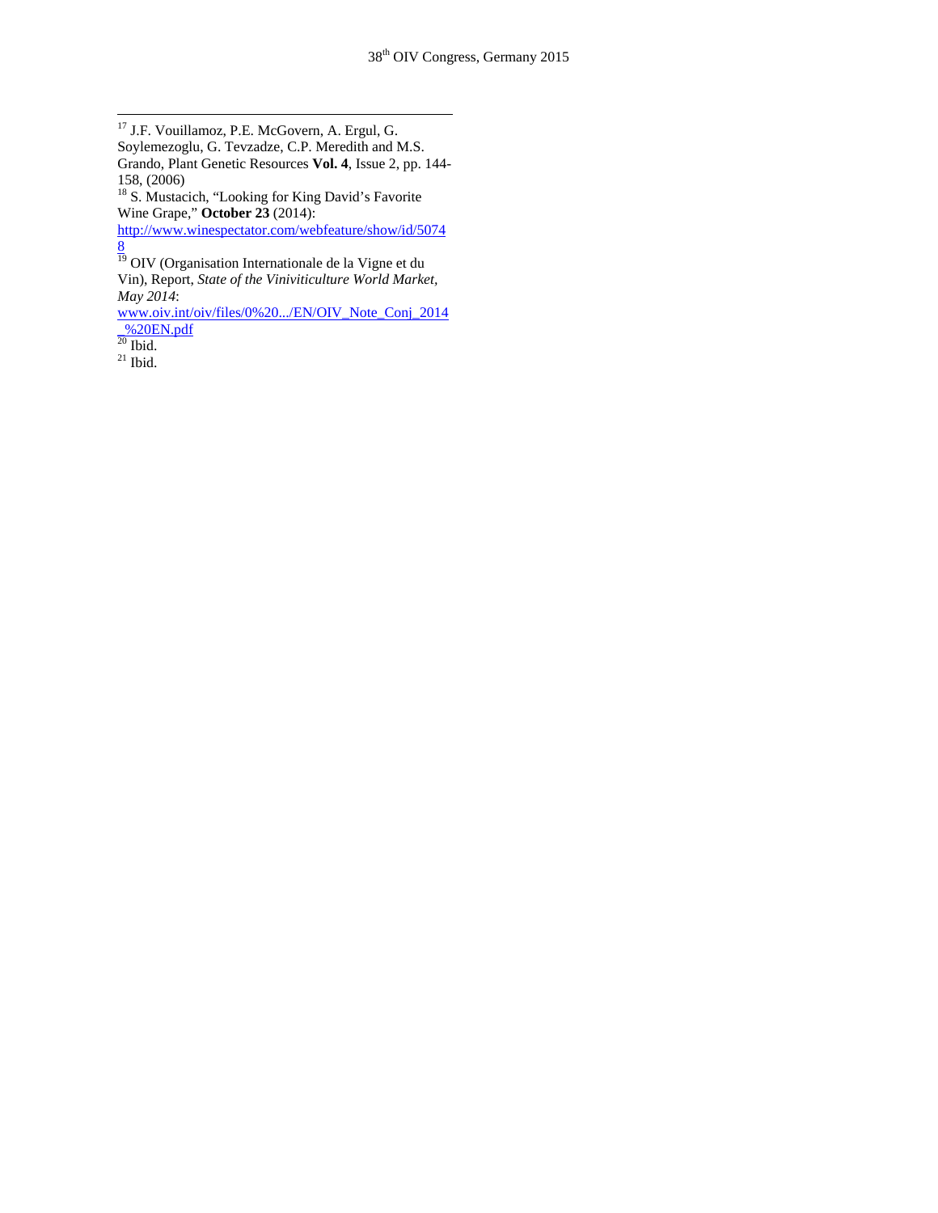[17] J.F. Vouillamoz, P.E. McGovern, A. Ergul, G. Soylemezoglu, G. Tevzadze, C.P. Meredith and M.S. Grando, Plant Genetic Resources **Vol. 4**, Issue 2, pp. 144-158, (2006)

[18] S. Mustacich, "Looking for King David's Favorite Wine Grape," **October 23** (2014): [http://www.winespectator.com/webfeature/show/id/50748](http://www.winespectator.com/webfeature/show/id/50748)

[19] OIV (Organisation Internationale de la Vigne et du Vin), Report, *State of the Viniviticulture World Market, May 2014*: [www.oiv.int/oiv/files/0%20.../EN/OIV_Note_Conj_2014_%20EN.pdf](www.oiv.int/oiv/files/0%20.../EN/OIV_Note_Conj_2014_%20EN.pdf)

[20] Ibid.

[21] Ibid.